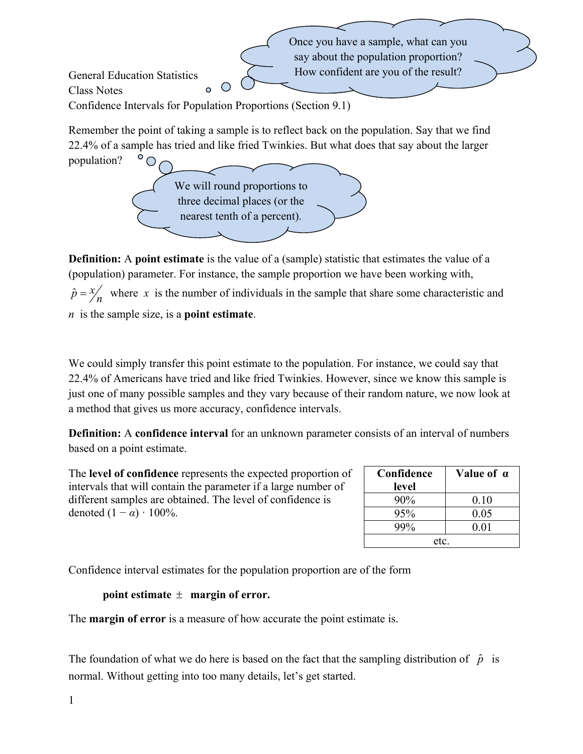Once you have a sample, what can you say about the population proportion? How confident are you of the result?

General Education Statistics
Class Notes
Confidence Intervals for Population Proportions (Section 9.1)

Remember the point of taking a sample is to reflect back on the population. Say that we find 22.4% of a sample has tried and like fried Twinkies. But what does that say about the larger population?

We will round proportions to three decimal places (or the nearest tenth of a percent).

**Definition:** A **point estimate** is the value of a (sample) statistic that estimates the value of a (population) parameter. For instance, the sample proportion we have been working with, $\hat{p} = x/n$ where $x$ is the number of individuals in the sample that share some characteristic and $n$ is the sample size, is a **point estimate**.

We could simply transfer this point estimate to the population. For instance, we could say that 22.4% of Americans have tried and like fried Twinkies. However, since we know this sample is just one of many possible samples and they vary because of their random nature, we now look at a method that gives us more accuracy, confidence intervals.

**Definition:** A **confidence interval** for an unknown parameter consists of an interval of numbers based on a point estimate.

The **level of confidence** represents the expected proportion of intervals that will contain the parameter if a large number of different samples are obtained. The level of confidence is denoted $(1 - \alpha) \cdot 100\%$.

| Confidence level | Value of $\alpha$ |
|---|---|
| 90% | 0.10 |
| 95% | 0.05 |
| 99% | 0.01 |
| etc. | |

Confidence interval estimates for the population proportion are of the form

**point estimate** $\pm$ **margin of error.**

The **margin of error** is a measure of how accurate the point estimate is.

The foundation of what we do here is based on the fact that the sampling distribution of $\hat{p}$ is normal. Without getting into too many details, let's get started.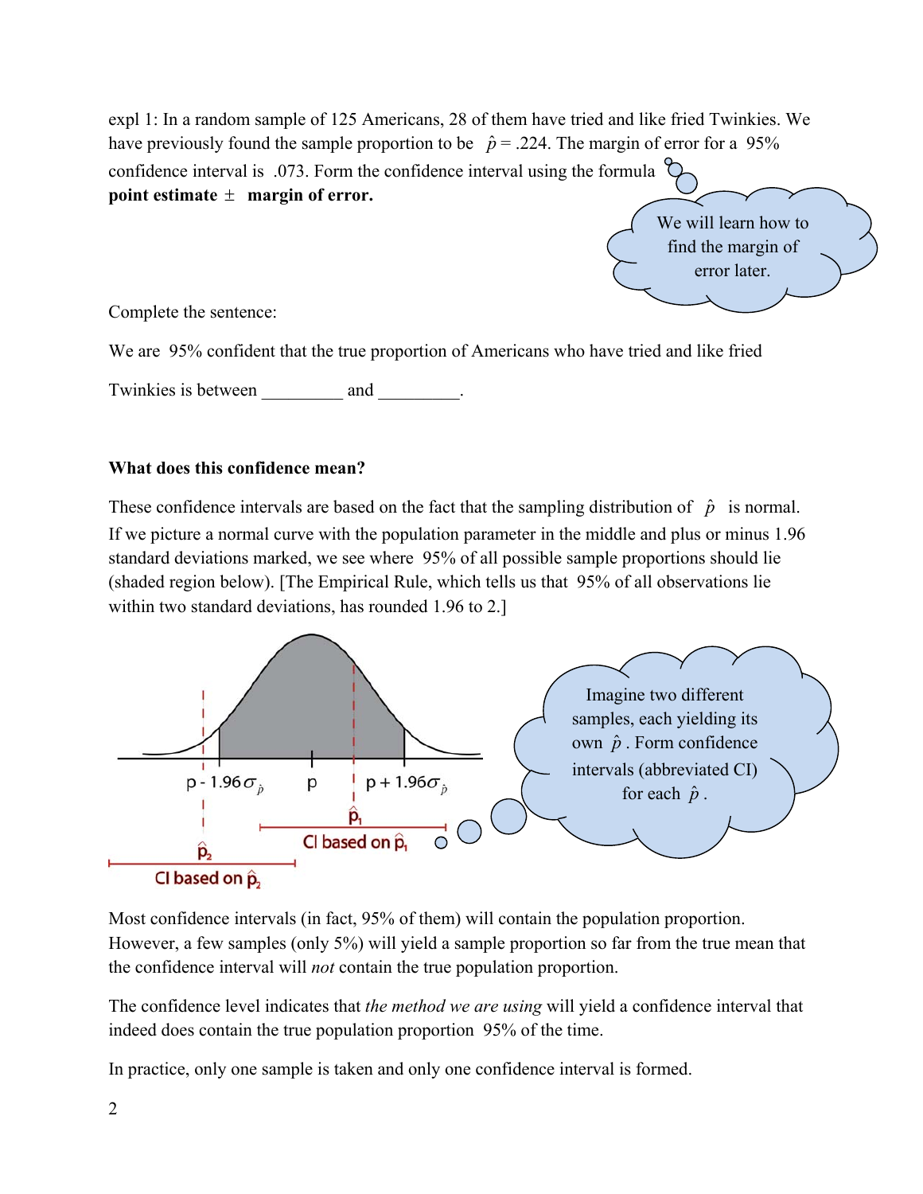expl 1: In a random sample of 125 Americans, 28 of them have tried and like fried Twinkies. We have previously found the sample proportion to be $\hat{p} = .224$. The margin of error for a 95% confidence interval is .073. Form the confidence interval using the formula **point estimate ± margin of error.**

We will learn how to find the margin of error later.

Complete the sentence:

We are 95% confident that the true proportion of Americans who have tried and like fried Twinkies is between _________ and _________.

**What does this confidence mean?**

These confidence intervals are based on the fact that the sampling distribution of $\hat{p}$ is normal. If we picture a normal curve with the population parameter in the middle and plus or minus 1.96 standard deviations marked, we see where 95% of all possible sample proportions should lie (shaded region below). [The Empirical Rule, which tells us that 95% of all observations lie within two standard deviations, has rounded 1.96 to 2.]

$p - 1.96\sigma_{\hat{p}}$ $p$ $p + 1.96\sigma_{\hat{p}}$

$\hat{p}_1$ CI based on $\hat{p}_1$

$\hat{p}_2$ CI based on $\hat{p}_2$

Imagine two different samples, each yielding its own $\hat{p}$. Form confidence intervals (abbreviated CI) for each $\hat{p}$.

Most confidence intervals (in fact, 95% of them) will contain the population proportion. However, a few samples (only 5%) will yield a sample proportion so far from the true mean that the confidence interval will *not* contain the true population proportion.

The confidence level indicates that *the method we are using* will yield a confidence interval that indeed does contain the true population proportion 95% of the time.

In practice, only one sample is taken and only one confidence interval is formed.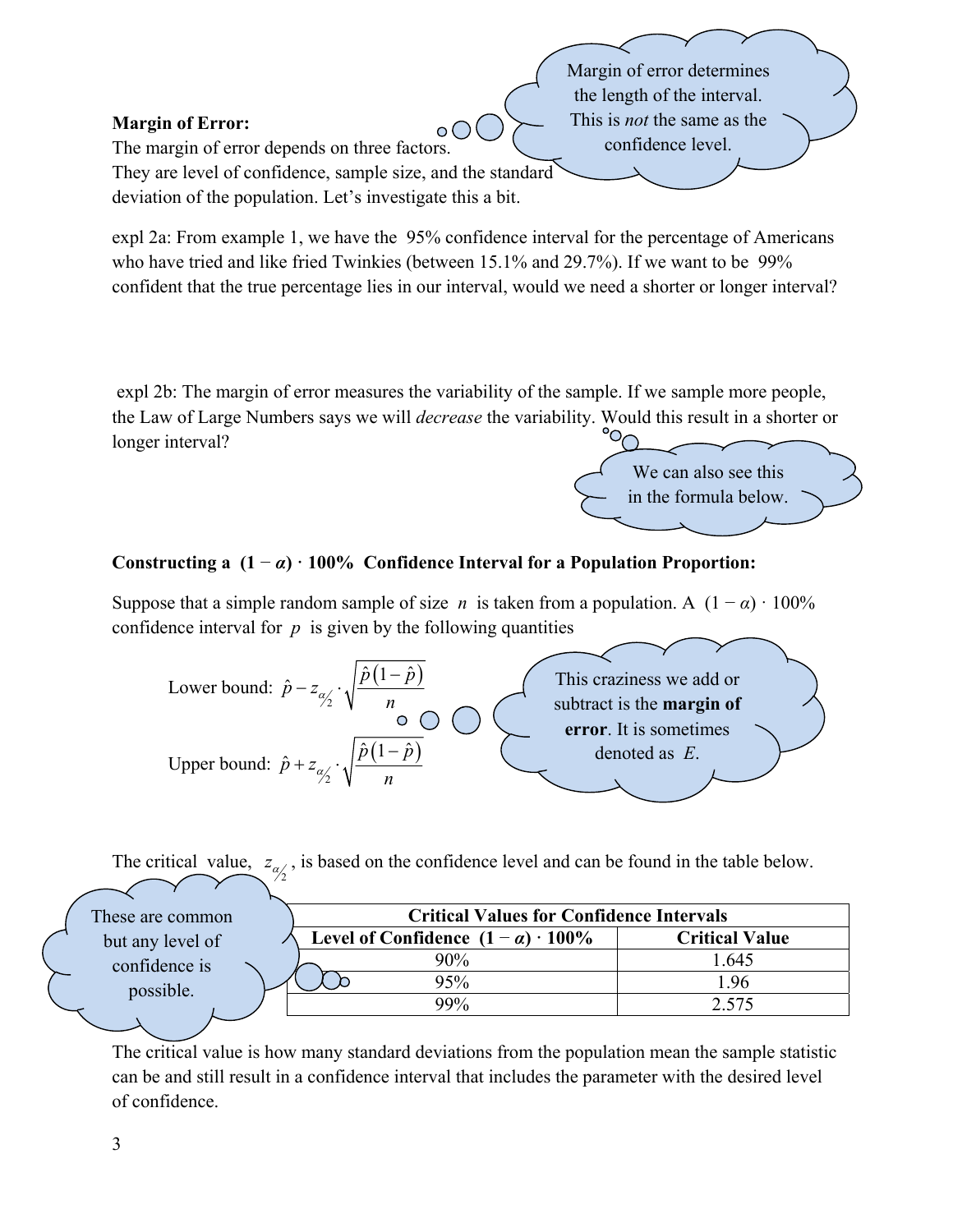**Margin of Error:**
The margin of error depends on three factors.
They are level of confidence, sample size, and the standard deviation of the population. Let's investigate this a bit.

Margin of error determines the length of the interval. This is *not* the same as the confidence level.

expl 2a: From example 1, we have the 95% confidence interval for the percentage of Americans who have tried and like fried Twinkies (between 15.1% and 29.7%). If we want to be 99% confident that the true percentage lies in our interval, would we need a shorter or longer interval?

expl 2b: The margin of error measures the variability of the sample. If we sample more people, the Law of Large Numbers says we will *decrease* the variability. Would this result in a shorter or longer interval?

We can also see this in the formula below.

**Constructing a $(1-\alpha)\cdot 100\%$ Confidence Interval for a Population Proportion:**

Suppose that a simple random sample of size $n$ is taken from a population. A $(1-\alpha)\cdot 100\%$ confidence interval for $p$ is given by the following quantities

Lower bound: $\hat{p} - z_{\alpha/2} \cdot \sqrt{\dfrac{\hat{p}(1-\hat{p})}{n}}$

Upper bound: $\hat{p} + z_{\alpha/2} \cdot \sqrt{\dfrac{\hat{p}(1-\hat{p})}{n}}$

This craziness we add or subtract is the **margin of error**. It is sometimes denoted as $E$.

The critical value, $z_{\alpha/2}$, is based on the confidence level and can be found in the table below.

These are common but any level of confidence is possible.

| **Critical Values for Confidence Intervals** | |
|---|---|
| **Level of Confidence $(1-\alpha)\cdot 100\%$** | **Critical Value** |
| 90% | 1.645 |
| 95% | 1.96 |
| 99% | 2.575 |

The critical value is how many standard deviations from the population mean the sample statistic can be and still result in a confidence interval that includes the parameter with the desired level of confidence.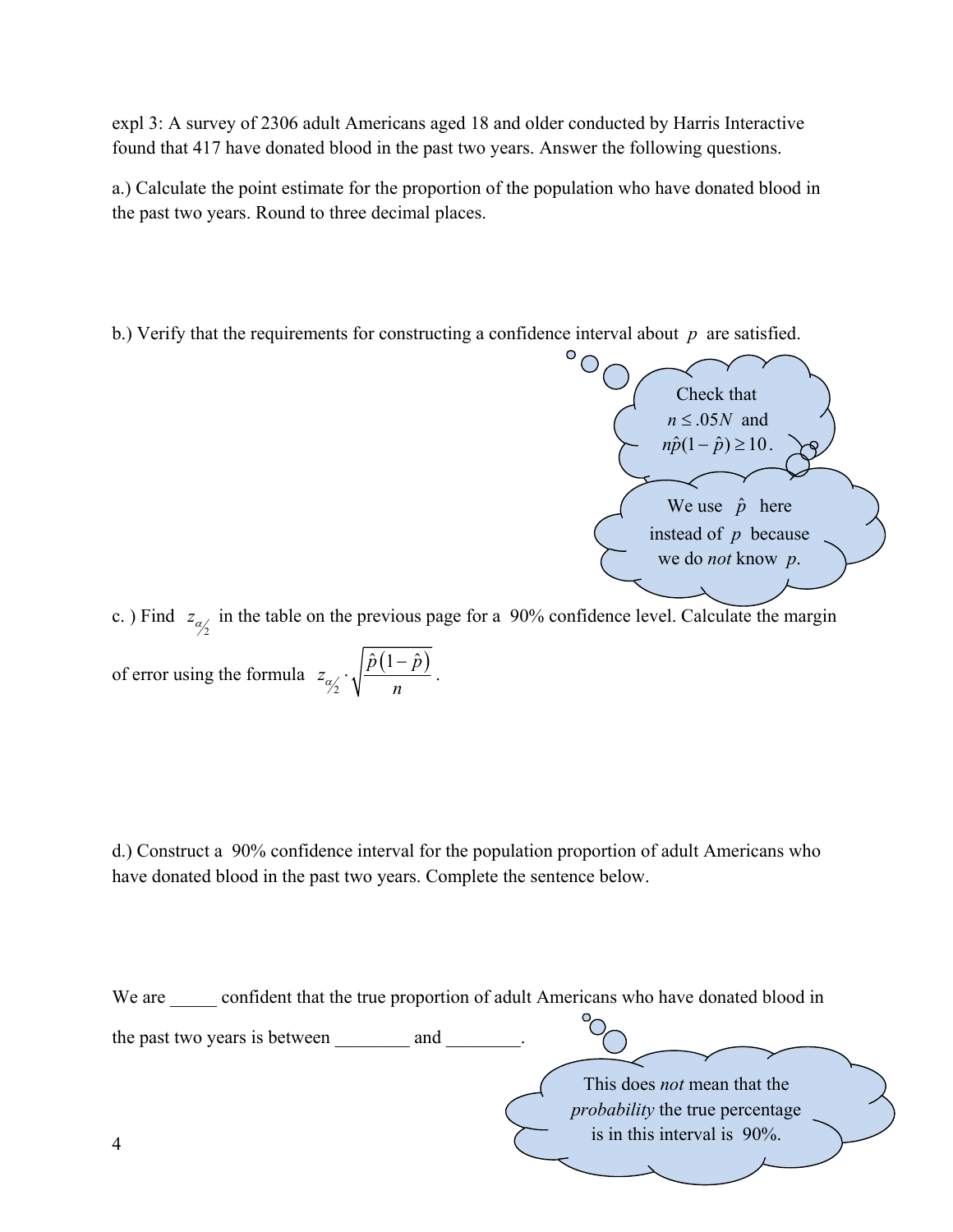expl 3: A survey of 2306 adult Americans aged 18 and older conducted by Harris Interactive found that 417 have donated blood in the past two years. Answer the following questions.

a.) Calculate the point estimate for the proportion of the population who have donated blood in the past two years. Round to three decimal places.

b.) Verify that the requirements for constructing a confidence interval about $p$ are satisfied.

Check that $n \leq .05N$ and $n\hat{p}(1-\hat{p}) \geq 10$.

We use $\hat{p}$ here instead of $p$ because we do *not* know $p$.

c. ) Find $z_{\alpha/2}$ in the table on the previous page for a 90% confidence level. Calculate the margin of error using the formula $z_{\alpha/2} \cdot \sqrt{\frac{\hat{p}(1-\hat{p})}{n}}$.

d.) Construct a 90% confidence interval for the population proportion of adult Americans who have donated blood in the past two years. Complete the sentence below.

We are _____ confident that the true proportion of adult Americans who have donated blood in the past two years is between ________ and ________.

This does *not* mean that the *probability* the true percentage is in this interval is 90%.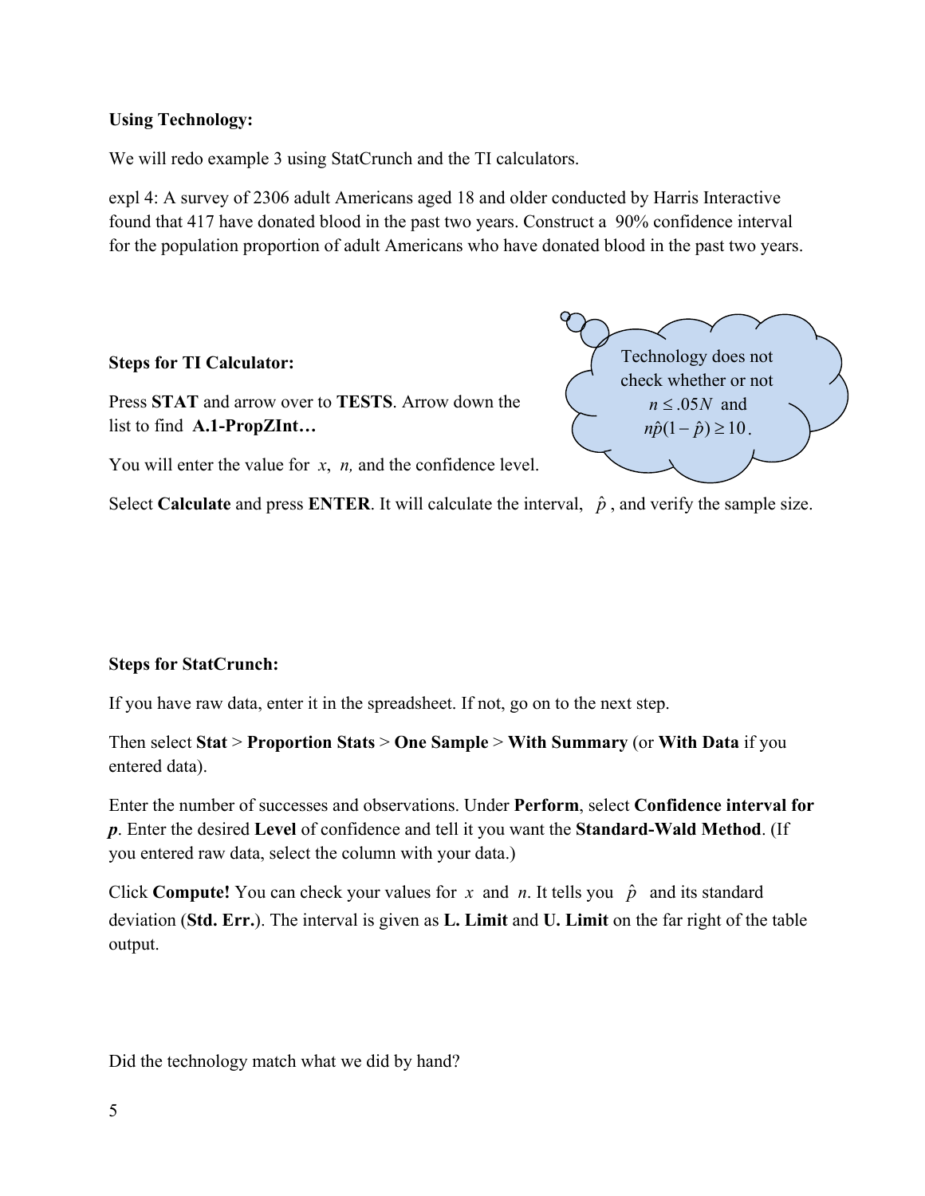**Using Technology:**

We will redo example 3 using StatCrunch and the TI calculators.

expl 4: A survey of 2306 adult Americans aged 18 and older conducted by Harris Interactive found that 417 have donated blood in the past two years. Construct a 90% confidence interval for the population proportion of adult Americans who have donated blood in the past two years.

**Steps for TI Calculator:**

Technology does not check whether or not $n \le .05N$ and $n\hat{p}(1-\hat{p}) \ge 10$.

Press **STAT** and arrow over to **TESTS**. Arrow down the list to find **A.1-PropZInt…**

You will enter the value for $x$, $n$, and the confidence level.

Select **Calculate** and press **ENTER**. It will calculate the interval, $\hat{p}$, and verify the sample size.

**Steps for StatCrunch:**

If you have raw data, enter it in the spreadsheet. If not, go on to the next step.

Then select **Stat** > **Proportion Stats** > **One Sample** > **With Summary** (or **With Data** if you entered data).

Enter the number of successes and observations. Under **Perform**, select **Confidence interval for *p***. Enter the desired **Level** of confidence and tell it you want the **Standard-Wald Method**. (If you entered raw data, select the column with your data.)

Click **Compute!** You can check your values for $x$ and $n$. It tells you $\hat{p}$ and its standard deviation (**Std. Err.**). The interval is given as **L. Limit** and **U. Limit** on the far right of the table output.

Did the technology match what we did by hand?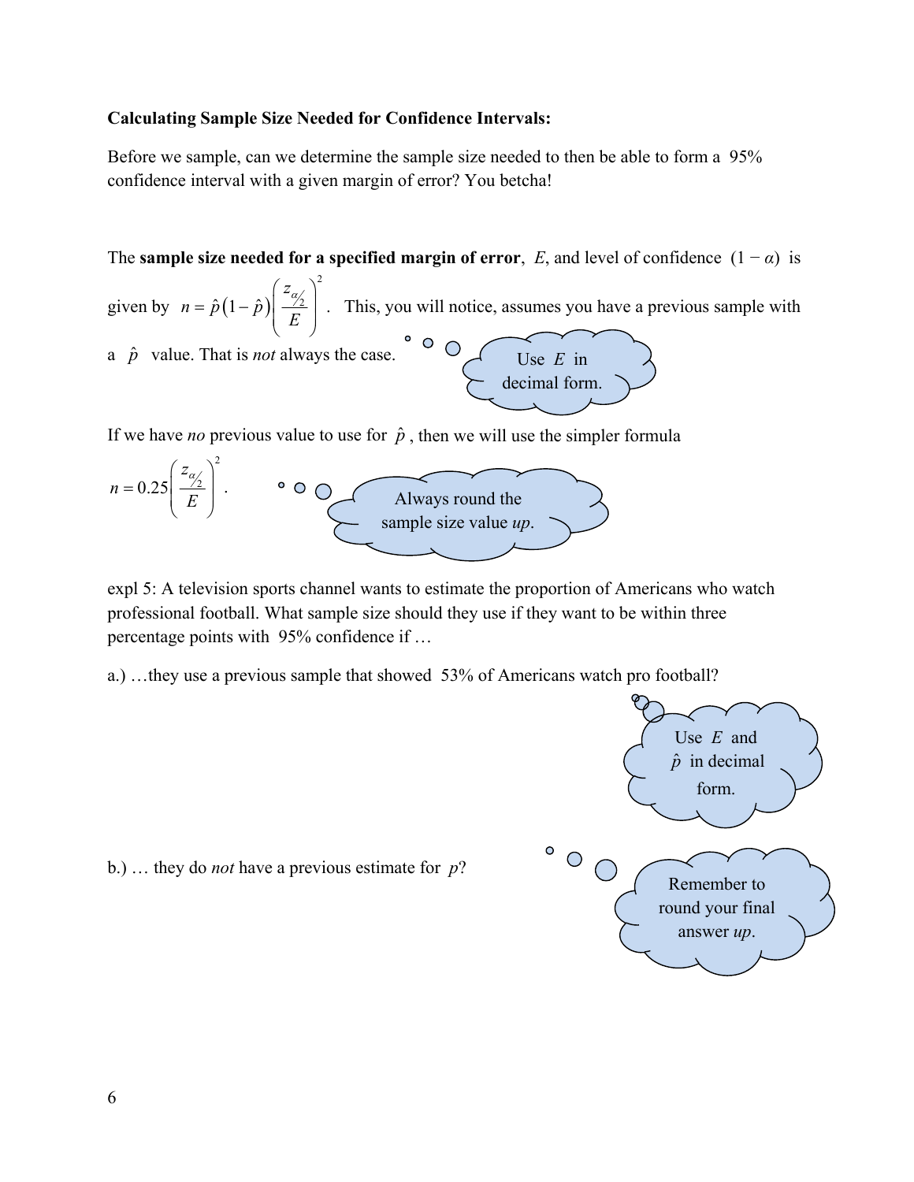**Calculating Sample Size Needed for Confidence Intervals:**

Before we sample, can we determine the sample size needed to then be able to form a 95% confidence interval with a given margin of error? You betcha!

The **sample size needed for a specified margin of error**, $E$, and level of confidence $(1-\alpha)$ is given by $n = \hat{p}(1-\hat{p})\left(\frac{z_{\alpha/2}}{E}\right)^2$. This, you will notice, assumes you have a previous sample with a $\hat{p}$ value. That is *not* always the case.

Use $E$ in decimal form.

If we have *no* previous value to use for $\hat{p}$, then we will use the simpler formula $n = 0.25\left(\frac{z_{\alpha/2}}{E}\right)^2$.

Always round the sample size value *up*.

expl 5: A television sports channel wants to estimate the proportion of Americans who watch professional football. What sample size should they use if they want to be within three percentage points with 95% confidence if …

a.) …they use a previous sample that showed 53% of Americans watch pro football?

Use $E$ and $\hat{p}$ in decimal form.

b.) … they do *not* have a previous estimate for $p$?

Remember to round your final answer *up*.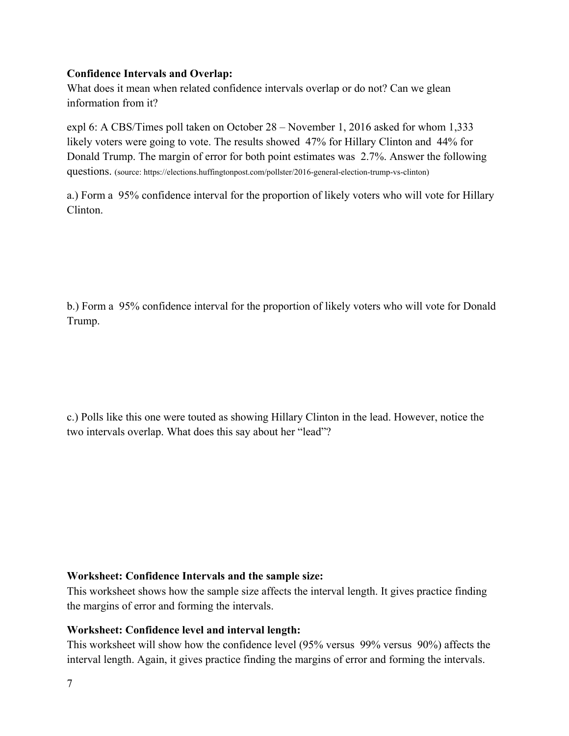**Confidence Intervals and Overlap:**
What does it mean when related confidence intervals overlap or do not? Can we glean information from it?

expl 6: A CBS/Times poll taken on October 28 – November 1, 2016 asked for whom 1,333 likely voters were going to vote. The results showed 47% for Hillary Clinton and 44% for Donald Trump. The margin of error for both point estimates was 2.7%. Answer the following questions. (source: https://elections.huffingtonpost.com/pollster/2016-general-election-trump-vs-clinton)

a.) Form a 95% confidence interval for the proportion of likely voters who will vote for Hillary Clinton.

b.) Form a 95% confidence interval for the proportion of likely voters who will vote for Donald Trump.

c.) Polls like this one were touted as showing Hillary Clinton in the lead. However, notice the two intervals overlap. What does this say about her "lead"?

**Worksheet: Confidence Intervals and the sample size:**
This worksheet shows how the sample size affects the interval length. It gives practice finding the margins of error and forming the intervals.

**Worksheet: Confidence level and interval length:**
This worksheet will show how the confidence level (95% versus 99% versus 90%) affects the interval length. Again, it gives practice finding the margins of error and forming the intervals.